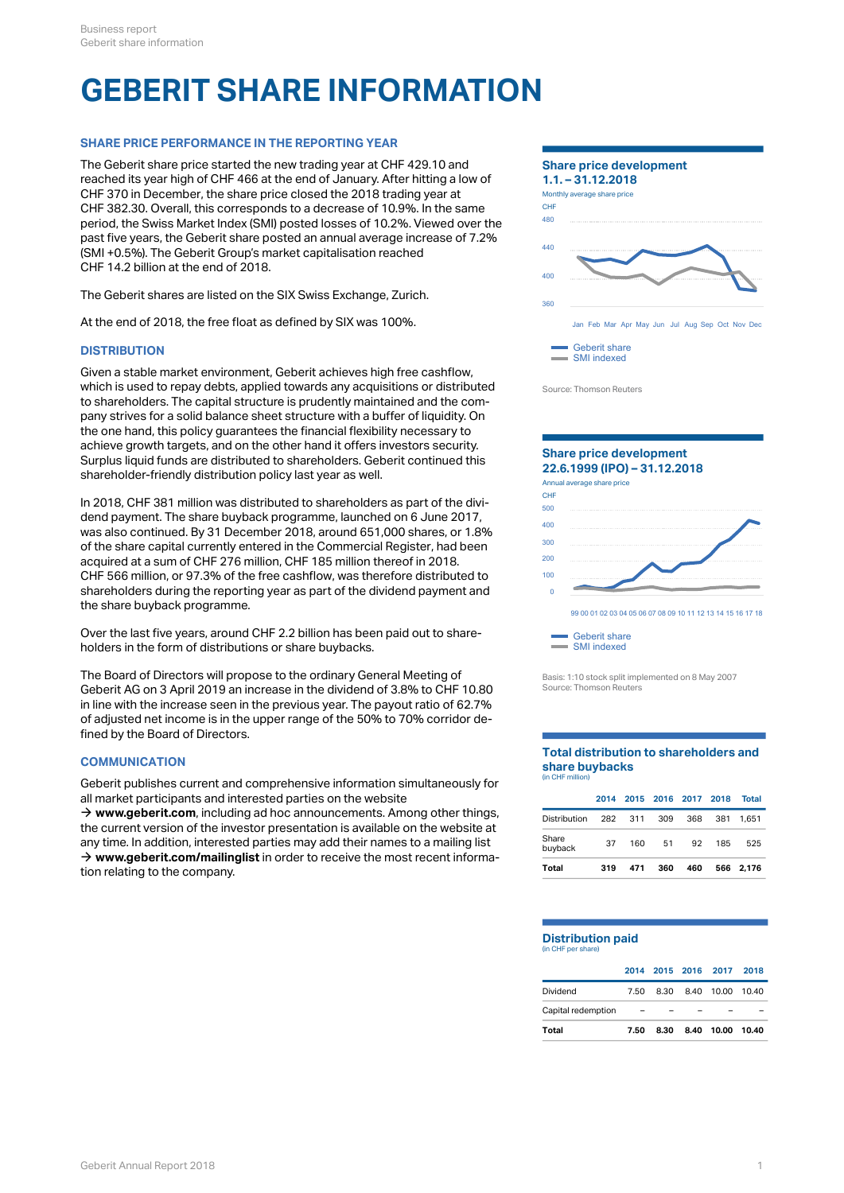# GEBERIT SHARE INFORMATION

## SHARE PRICE PERFORMANCE IN THE REPORTING YEAR

The Geberit share price started the new trading year at CHF 429.10 and reached its year high of CHF 466 at the end of January. After hitting a low of CHF 370 in December, the share price closed the 2018 trading year at CHF 382.30. Overall, this corresponds to a decrease of 10.9%. In the same period, the Swiss Market Index (SMI) posted losses of 10.2%. Viewed over the past five years, the Geberit share posted an annual average increase of 7.2% (SMI +0.5%). The Geberit Group's market capitalisation reached CHF 14.2 billion at the end of 2018.

The Geberit shares are listed on the SIX Swiss Exchange, Zurich.

At the end of 2018, the free float as defined by SIX was 100%.

## DISTRIBUTION

Given a stable market environment, Geberit achieves high free cashflow, which is used to repay debts, applied towards any acquisitions or distributed to shareholders. The capital structure is prudently maintained and the company strives for a solid balance sheet structure with a buffer of liquidity. On the one hand, this policy guarantees the financial flexibility necessary to achieve growth targets, and on the other hand it offers investors security. Surplus liquid funds are distributed to shareholders. Geberit continued this shareholder-friendly distribution policy last year as well.

In 2018, CHF 381 million was distributed to shareholders as part of the dividend payment. The share buyback programme, launched on 6 June 2017, was also continued. By 31 December 2018, around 651,000 shares, or 1.8% of the share capital currently entered in the Commercial Register, had been acquired at a sum of CHF 276 million, CHF 185 million thereof in 2018. CHF 566 million, or 97.3% of the free cashflow, was therefore distributed to shareholders during the reporting year as part of the dividend payment and the share buyback programme.

Over the last five years, around CHF 2.2 billion has been paid out to shareholders in the form of distributions or share buybacks.

The Board of Directors will propose to the ordinary General Meeting of Geberit AG on 3 April 2019 an increase in the dividend of 3.8% to CHF 10.80 in line with the increase seen in the previous year. The payout ratio of 62.7% of adjusted net income is in the upper range of the 50% to 70% corridor defined by the Board of Directors.

## COMMUNICATION

Geberit publishes current and comprehensive information simultaneously for all market participants and interested parties on the website → **www.geberit.com**, including ad hoc announcements. Among other things, the current version of the investor presentation is available on the website at any time. In addition, interested parties may add their names to a mailing list → **www.geberit.com/mailinglist** in order to receive the most recent information relating to the company.

### Share price development 1.1. – 31.12.2018

Monthly average share price

Geberit share / SMI indexed

Source: Thomson Reuters

### Share price development 22.6.1999 (IPO) – 31.12.2018

Annual average share price

Geberit share / SMI indexed

Basis: 1:10 stock split implemented on 8 May 2007
Source: Thomson Reuters

### Total distribution to shareholders and share buybacks

(in CHF million)

| | 2014 | 2015 | 2016 | 2017 | 2018 | Total |
|---|---|---|---|---|---|---|
| Distribution | 282 | 311 | 309 | 368 | 381 | 1,651 |
| Share buyback | 37 | 160 | 51 | 92 | 185 | 525 |
| **Total** | **319** | **471** | **360** | **460** | **566** | **2,176** |

### Distribution paid

(in CHF per share)

| | 2014 | 2015 | 2016 | 2017 | 2018 |
|---|---|---|---|---|---|
| Dividend | 7.50 | 8.30 | 8.40 | 10.00 | 10.40 |
| Capital redemption | – | – | – | – | – |
| **Total** | **7.50** | **8.30** | **8.40** | **10.00** | **10.40** |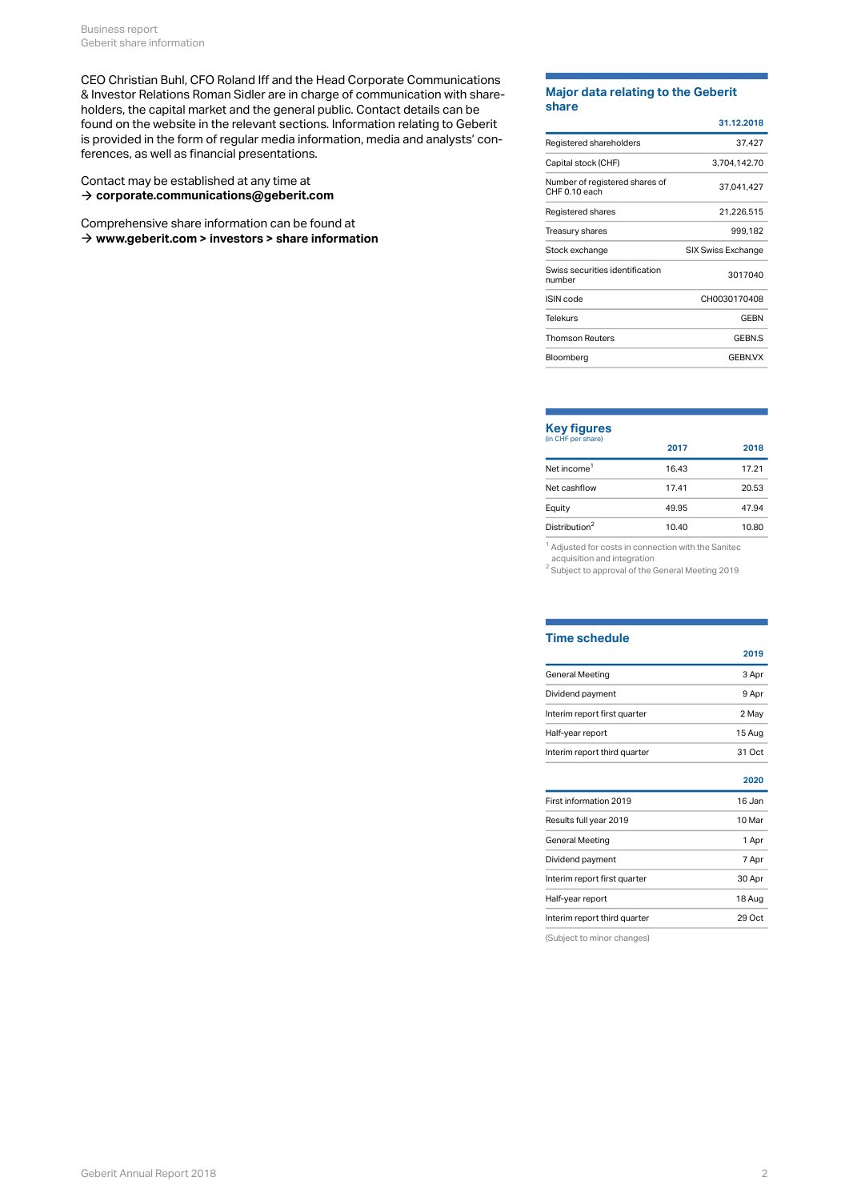CEO Christian Buhl, CFO Roland Iff and the Head Corporate Communications & Investor Relations Roman Sidler are in charge of communication with shareholders, the capital market and the general public. Contact details can be found on the website in the relevant sections. Information relating to Geberit is provided in the form of regular media information, media and analysts' conferences, as well as financial presentations.

Contact may be established at any time at
→ **corporate.communications@geberit.com**

Comprehensive share information can be found at
→ **www.geberit.com > investors > share information**

## Major data relating to the Geberit share

| | 31.12.2018 |
|---|---|
| Registered shareholders | 37,427 |
| Capital stock (CHF) | 3,704,142.70 |
| Number of registered shares of CHF 0.10 each | 37,041,427 |
| Registered shares | 21,226,515 |
| Treasury shares | 999,182 |
| Stock exchange | SIX Swiss Exchange |
| Swiss securities identification number | 3017040 |
| ISIN code | CH0030170408 |
| Telekurs | GEBN |
| Thomson Reuters | GEBN.S |
| Bloomberg | GEBN.VX |

## Key figures

(in CHF per share)

| | 2017 | 2018 |
|---|---|---|
| Net income[1] | 16.43 | 17.21 |
| Net cashflow | 17.41 | 20.53 |
| Equity | 49.95 | 47.94 |
| Distribution[2] | 10.40 | 10.80 |

[1] Adjusted for costs in connection with the Sanitec acquisition and integration
[2] Subject to approval of the General Meeting 2019

## Time schedule

| | 2019 |
|---|---|
| General Meeting | 3 Apr |
| Dividend payment | 9 Apr |
| Interim report first quarter | 2 May |
| Half-year report | 15 Aug |
| Interim report third quarter | 31 Oct |

| | 2020 |
|---|---|
| First information 2019 | 16 Jan |
| Results full year 2019 | 10 Mar |
| General Meeting | 1 Apr |
| Dividend payment | 7 Apr |
| Interim report first quarter | 30 Apr |
| Half-year report | 18 Aug |
| Interim report third quarter | 29 Oct |

(Subject to minor changes)